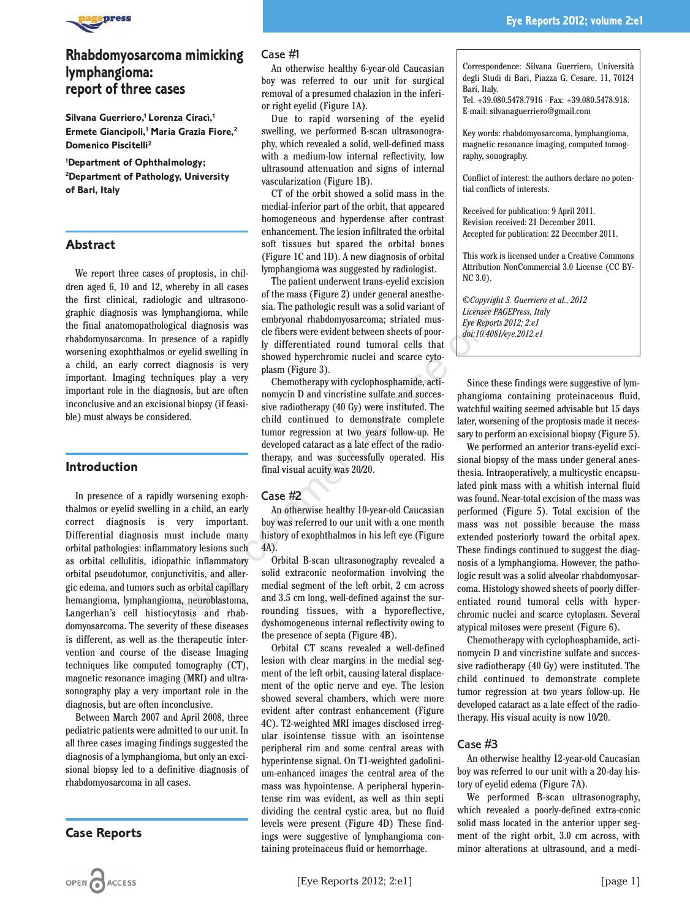# Rhabdomyosarcoma mimicking lymphangioma: report of three cases

**Silvana Guerriero,[1] Lorenza Ciracì,[1] Ermete Giancipoli,[1] Maria Grazia Fiore,[2] Domenico Piscitelli[2]**

[1]Department of Ophthalmology; [2]Department of Pathology, University of Bari, Italy

## Abstract

We report three cases of proptosis, in children aged 6, 10 and 12, whereby in all cases the first clinical, radiologic and ultrasonographic diagnosis was lymphangioma, while the final anatomopathological diagnosis was rhabdomyosarcoma. In presence of a rapidly worsening exophthalmos or eyelid swelling in a child, an early correct diagnosis is very important. Imaging techniques play a very important role in the diagnosis, but are often inconclusive and an excisional biopsy (if feasible) must always be considered.

## Introduction

In presence of a rapidly worsening exophthalmos or eyelid swelling in a child, an early correct diagnosis is very important. Differential diagnosis must include many orbital pathologies: inflammatory lesions such as orbital cellulitis, idiopathic inflammatory orbital pseudotumor, conjunctivitis, and allergic edema, and tumors such as orbital capillary hemangioma, lymphangioma, neuroblastoma, Langerhan's cell histiocytosis and rhabdomyosarcoma. The severity of these diseases is different, as well as the therapeutic intervention and course of the disease Imaging techniques like computed tomography (CT), magnetic resonance imaging (MRI) and ultrasonography play a very important role in the diagnosis, but are often inconclusive.

Between March 2007 and April 2008, three pediatric patients were admitted to our unit. In all three cases imaging findings suggested the diagnosis of a lymphangioma, but only an excisional biopsy led to a definitive diagnosis of rhabdomyosarcoma in all cases.

## Case Reports

### Case #1

An otherwise healthy 6-year-old Caucasian boy was referred to our unit for surgical removal of a presumed chalazion in the inferior right eyelid (Figure 1A).

Due to rapid worsening of the eyelid swelling, we performed B-scan ultrasonography, which revealed a solid, well-defined mass with a medium-low internal reflectivity, low ultrasound attenuation and signs of internal vascularization (Figure 1B).

CT of the orbit showed a solid mass in the medial-inferior part of the orbit, that appeared homogeneous and hyperdense after contrast enhancement. The lesion infiltrated the orbital soft tissues but spared the orbital bones (Figure 1C and 1D). A new diagnosis of orbital lymphangioma was suggested by radiologist.

The patient underwent trans-eyelid excision of the mass (Figure 2) under general anesthesia. The pathologic result was a solid variant of embryonal rhabdomyosarcoma; striated muscle fibers were evident between sheets of poorly differentiated round tumoral cells that showed hyperchromic nuclei and scarce cytoplasm (Figure 3).

Chemotherapy with cyclophosphamide, actinomycin D and vincristine sulfate and successive radiotherapy (40 Gy) were instituted. The child continued to demonstrate complete tumor regression at two years follow-up. He developed cataract as a late effect of the radiotherapy, and was successfully operated. His final visual acuity was 20/20.

### Case #2

An otherwise healthy 10-year-old Caucasian boy was referred to our unit with a one month history of exophthalmos in his left eye (Figure 4A).

Orbital B-scan ultrasonography revealed a solid extraconic neoformation involving the medial segment of the left orbit, 2 cm across and 3.5 cm long, well-defined against the surrounding tissues, with a hyporeflective, dyshomogeneous internal reflectivity owing to the presence of septa (Figure 4B).

Orbital CT scans revealed a well-defined lesion with clear margins in the medial segment of the left orbit, causing lateral displacement of the optic nerve and eye. The lesion showed several chambers, which were more evident after contrast enhancement (Figure 4C). T2-weighted MRI images disclosed irregular isointense tissue with an isointense peripheral rim and some central areas with hyperintense signal. On T1-weighted gadolinium-enhanced images the central area of the mass was hypointense. A peripheral hyperintense rim was evident, as well as thin septi dividing the central cystic area, but no fluid levels were present (Figure 4D) These findings were suggestive of lymphangioma containing proteinaceous fluid or hemorrhage.

Since these findings were suggestive of lymphangioma containing proteinaceous fluid, watchful waiting seemed advisable but 15 days later, worsening of the proptosis made it necessary to perform an excisional biopsy (Figure 5).

We performed an anterior trans-eyelid excisional biopsy of the mass under general anesthesia. Intraoperatively, a multicystic encapsulated pink mass with a whitish internal fluid was found. Near-total excision of the mass was performed (Figure 5). Total excision of the mass was not possible because the mass extended posteriorly toward the orbital apex. These findings continued to suggest the diagnosis of a lymphangioma. However, the pathologic result was a solid alveolar rhabdomyosarcoma. Histology showed sheets of poorly differentiated round tumoral cells with hyperchromic nuclei and scarce cytoplasm. Several atypical mitoses were present (Figure 6).

Chemotherapy with cyclophosphamide, actinomycin D and vincristine sulfate and successive radiotherapy (40 Gy) were instituted. The child continued to demonstrate complete tumor regression at two years follow-up. He developed cataract as a late effect of the radiotherapy. His visual acuity is now 10/20.

### Case #3

An otherwise healthy 12-year-old Caucasian boy was referred to our unit with a 20-day history of eyelid edema (Figure 7A).

We performed B-scan ultrasonography, which revealed a poorly-defined extra-conic solid mass located in the anterior upper segment of the right orbit, 3.0 cm across, with minor alterations at ultrasound, and a medi-

---

Correspondence: Silvana Guerriero, Università degli Studi di Bari, Piazza G. Cesare, 11, 70124 Bari, Italy.
Tel. +39.080.5478.7916 - Fax: +39.080.5478.918.
E-mail: silvanaguerriero@gmail.com

Key words: rhabdomyosarcoma, lymphangioma, magnetic resonance imaging, computed tomography, sonography.

Conflict of interest: the authors declare no potential conflicts of interests.

Received for publication: 9 April 2011.
Revision received: 21 December 2011.
Accepted for publication: 22 December 2011.

This work is licensed under a Creative Commons Attribution NonCommercial 3.0 License (CC BY-NC 3.0).

*©Copyright S. Guerriero et al., 2012*
*Licensee PAGEPress, Italy*
*Eye Reports 2012; 2:e1*
*doi:10.4081/eye.2012.e1*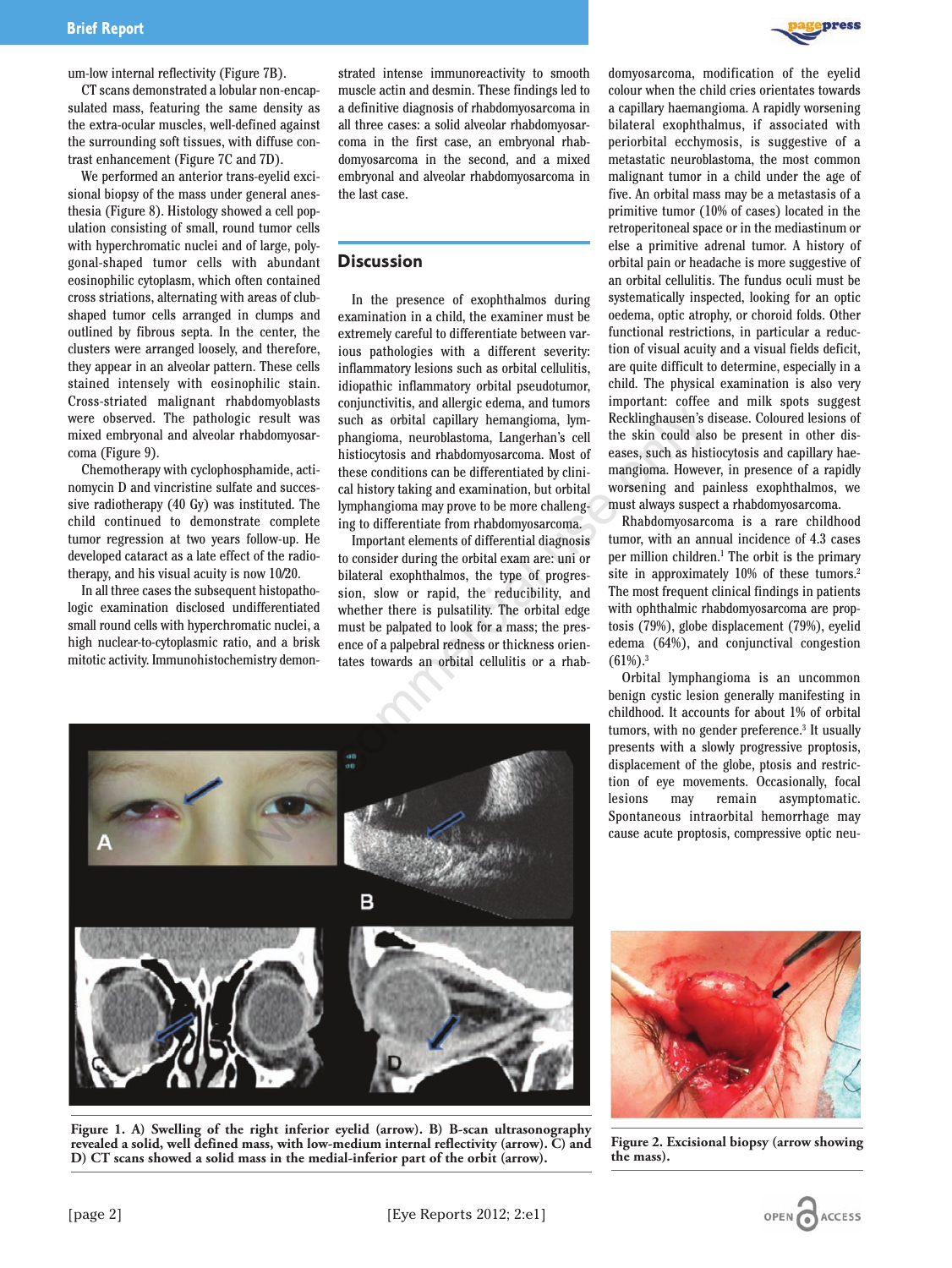um-low internal reflectivity (Figure 7B).

CT scans demonstrated a lobular non-encapsulated mass, featuring the same density as the extra-ocular muscles, well-defined against the surrounding soft tissues, with diffuse contrast enhancement (Figure 7C and 7D).

We performed an anterior trans-eyelid excisional biopsy of the mass under general anesthesia (Figure 8). Histology showed a cell population consisting of small, round tumor cells with hyperchromatic nuclei or of large, polygonal-shaped tumor cells with abundant eosinophilic cytoplasm, which often contained cross striations, alternating with areas of club-shaped tumor cells arranged in clumps and outlined by fibrous septa. In the center, the clusters were arranged loosely, and therefore, they appear in an alveolar pattern. These cells stained intensely with eosinophilic stain. Cross-striated malignant rhabdomyoblasts were observed. The pathologic result was mixed embryonal and alveolar rhabdomyosarcoma (Figure 9).

Chemotherapy with cyclophosphamide, actinomycin D and vincristine sulfate and successive radiotherapy (40 Gy) was instituted. The child continued to demonstrate complete tumor regression at two years follow-up. He developed cataract as a late effect of the radiotherapy, and his visual acuity is now 10/20.

In all three cases the subsequent histopathologic examination disclosed undifferentiated small round cells with hyperchromatic nuclei, a high nuclear-to-cytoplasmic ratio, and a brisk mitotic activity. Immunohistochemistry demonstrated intense immunoreactivity to smooth muscle actin and desmin. These findings led to a definitive diagnosis of rhabdomyosarcoma in all three cases: a solid alveolar rhabdomyosarcoma in the first case, an embryonal rhabdomyosarcoma in the second, and a mixed embryonal and alveolar rhabdomyosarcoma in the last case.

## Discussion

In the presence of exophthalmos during examination in a child, the examiner must be extremely careful to differentiate between various pathologies with a different severity: inflammatory lesions such as orbital cellulitis, idiopathic inflammatory orbital pseudotumor, conjunctivitis, and allergic edema, and tumors such as orbital capillary hemangioma, lymphangioma, neuroblastoma, Langerhan's cell histiocytosis and rhabdomyosarcoma. Most of these conditions can be differentiated by clinical history taking and examination, but orbital lymphangioma may prove to be more challenging to differentiate from rhabdomyosarcoma.

Important elements of differential diagnosis to consider during the orbital exam are: uni or bilateral exophthalmos, the type of progression, slow or rapid, the reducibility, and whether there is pulsatility. The orbital edge must be palpated to look for a mass; the presence of a palpebral redness or thickness orientates towards an orbital cellulitis or a rhabdomyosarcoma, modification of the eyelid colour when the child cries orientates towards a capillary haemangioma. A rapidly worsening bilateral exophthalmus, if associated with periorbital ecchymosis, is suggestive of a metastatic neuroblastoma, the most common malignant tumor in a child under the age of five. An orbital mass may be a metastasis of a primitive tumor (10% of cases) located in the retroperitoneal space or in the mediastinum or else a primitive adrenal tumor. A history of orbital pain or headache is more suggestive of an orbital cellulitis. The fundus oculi must be systematically inspected, looking for an optic oedema, optic atrophy, or choroid folds. Other functional restrictions, in particular a reduction of visual acuity and a visual fields deficit, are quite difficult to determine, especially in a child. The physical examination is also very important: coffee and milk spots suggest Recklinghausen's disease. Coloured lesions of the skin could also be present in other diseases, such as histiocytosis and capillary haemangioma. However, in presence of a rapidly worsening and painless exophthalmos, we must always suspect a rhabdomyosarcoma.

Rhabdomyosarcoma is a rare childhood tumor, with an annual incidence of 4.3 cases per million children.[1] The orbit is the primary site in approximately 10% of these tumors.[2] The most frequent clinical findings in patients with ophthalmic rhabdomyosarcoma are proptosis (79%), globe displacement (79%), eyelid edema (64%), and conjunctival congestion (61%).[3]

Orbital lymphangioma is an uncommon benign cystic lesion generally manifesting in childhood. It accounts for about 1% of orbital tumors, with no gender preference.[3] It usually presents with a slowly progressive proptosis, displacement of the globe, ptosis and restriction of eye movements. Occasionally, focal lesions may remain asymptomatic. Spontaneous intraorbital hemorrhage may cause acute proptosis, compressive optic neu-

**Figure 1. A) Swelling of the right inferior eyelid (arrow). B) B-scan ultrasonography revealed a solid, well defined mass, with low-medium internal reflectivity (arrow). C) and D) CT scans showed a solid mass in the medial-inferior part of the orbit (arrow).**

**Figure 2. Excisional biopsy (arrow showing the mass).**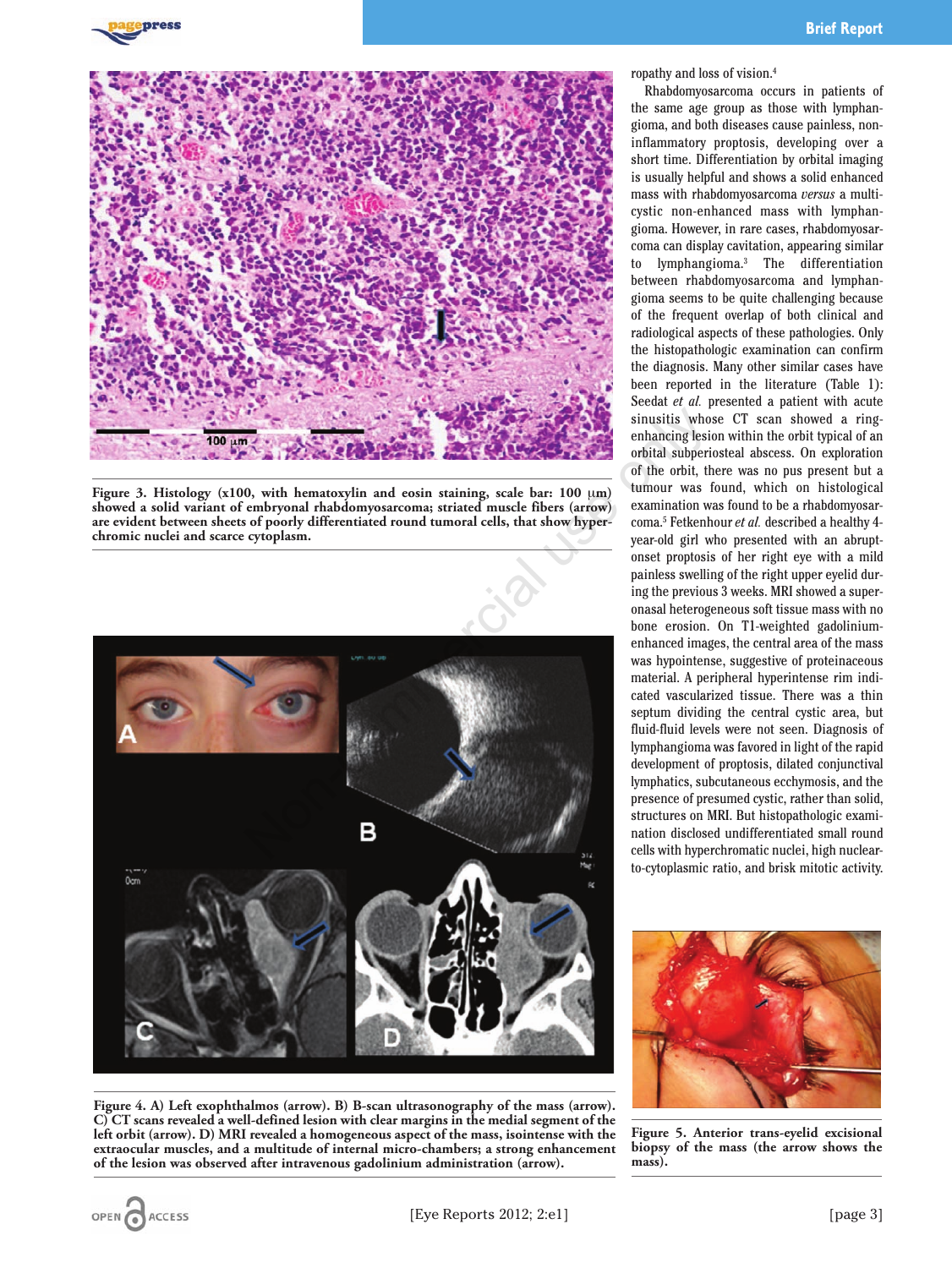Figure 3. Histology (x100, with hematoxylin and eosin staining, scale bar: 100 μm) showed a solid variant of embryonal rhabdomyosarcoma; striated muscle fibers (arrow) are evident between sheets of poorly differentiated round tumoral cells, that show hyperchromic nuclei and scarce cytoplasm.

Figure 4. A) Left exophthalmos (arrow). B) B-scan ultrasonography of the mass (arrow). C) CT scans revealed a well-defined lesion with clear margins in the medial segment of the left orbit (arrow). D) MRI revealed a homogeneous aspect of the mass, isointense with the extraocular muscles, and a multitude of internal micro-chambers; a strong enhancement of the lesion was observed after intravenous gadolinium administration (arrow).

ropathy and loss of vision.[4]

Rhabdomyosarcoma occurs in patients of the same age group as those with lymphangioma, and both diseases cause painless, non-inflammatory proptosis, developing over a short time. Differentiation by orbital imaging is usually helpful and shows a solid enhanced mass with rhabdomyosarcoma *versus* a multicystic non-enhanced mass with lymphangioma. However, in rare cases, rhabdomyosarcoma can display cavitation, appearing similar to lymphangioma.[3] The differentiation between rhabdomyosarcoma and lymphangioma seems to be quite challenging because of the frequent overlap of both clinical and radiological aspects of these pathologies. Only the histopathologic examination can confirm the diagnosis. Many other similar cases have been reported in the literature (Table 1): Seedat *et al.* presented a patient with acute sinusitis whose CT scan showed a ring-enhancing lesion within the orbit typical of an orbital subperiosteal abscess. On exploration of the orbit, there was no pus present but a tumour was found, which on histological examination was found to be a rhabdomyosarcoma.[5] Fetkenhour *et al.* described a healthy 4-year-old girl who presented with an abrupt-onset proptosis of her right eye with a mild painless swelling of the right upper eyelid during the previous 3 weeks. MRI showed a superonasal heterogeneous soft tissue mass with no bone erosion. On T1-weighted gadolinium-enhanced images, the central area of the mass was hypointense, suggestive of proteinaceous material. A peripheral hyperintense rim indicated vascularized tissue. There was a thin septum dividing the central cystic area, but fluid-fluid levels were not seen. Diagnosis of lymphangioma was favored in light of the rapid development of proptosis, dilated conjunctival lymphatics, subcutaneous ecchymosis, and the presence of presumed cystic, rather than solid, structures on MRI. But histopathologic examination disclosed undifferentiated small round cells with hyperchromatic nuclei, high nuclear-to-cytoplasmic ratio, and brisk mitotic activity.

Figure 5. Anterior trans-eyelid excisional biopsy of the mass (the arrow shows the mass).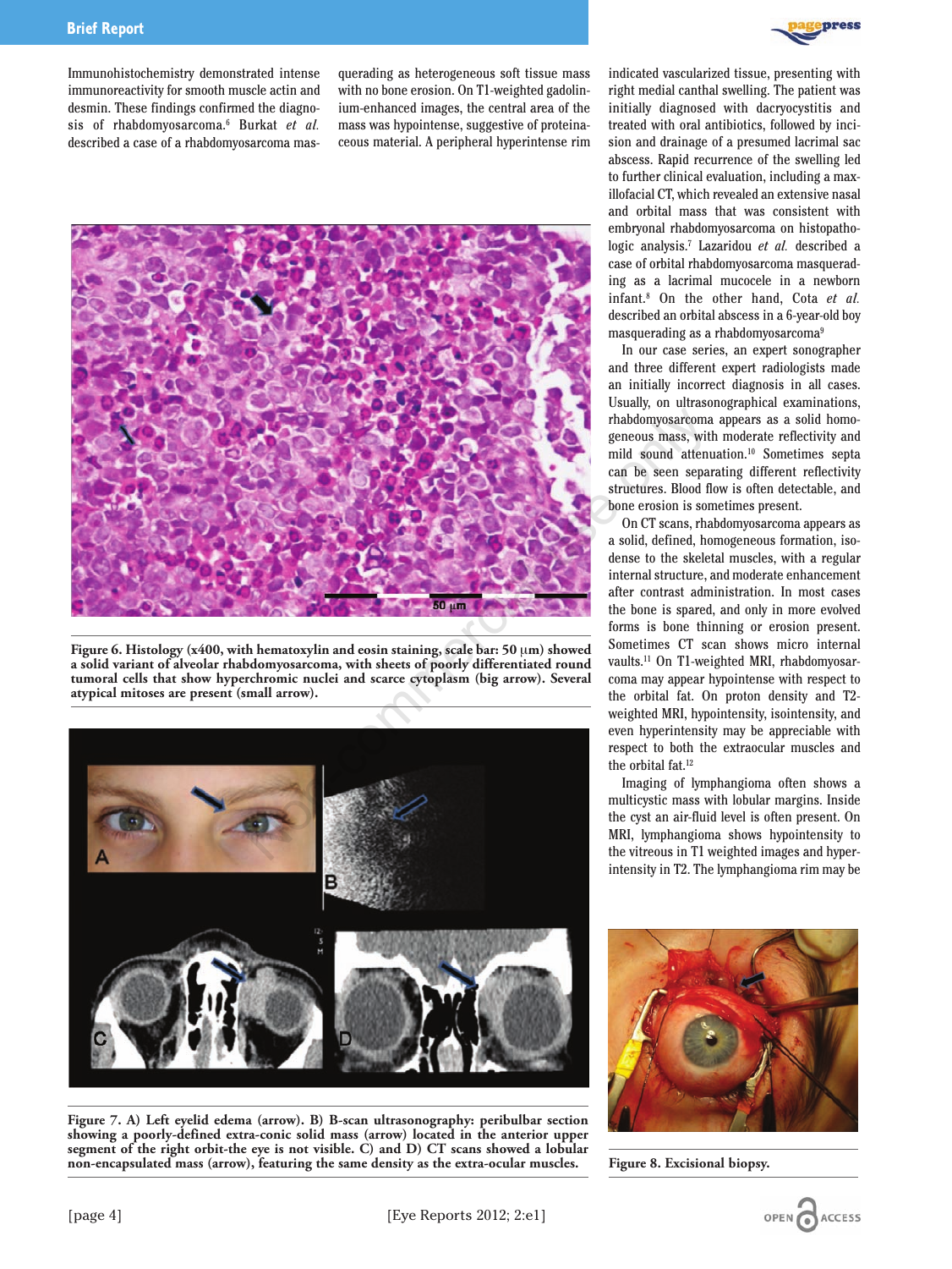Immunohistochemistry demonstrated intense immunoreactivity for smooth muscle actin and desmin. These findings confirmed the diagnosis of rhabdomyosarcoma.[6] Burkat *et al.* described a case of a rhabdomyosarcoma masquerading as heterogeneous soft tissue mass with no bone erosion. On T1-weighted gadolinium-enhanced images, the central area of the mass was hypointense, suggestive of proteinaceous material. A peripheral hyperintense rim indicated vascularized tissue, presenting with right medial canthal swelling. The patient was initially diagnosed with dacryocystitis and treated with oral antibiotics, followed by incision and drainage of a presumed lacrimal sac abscess. Rapid recurrence of the swelling led to further clinical evaluation, including a maxillofacial CT, which revealed an extensive nasal and orbital mass that was consistent with embryonal rhabdomyosarcoma on histopathologic analysis.[7] Lazaridou *et al.* described a case of orbital rhabdomyosarcoma masquerading as a lacrimal mucocele in a newborn infant.[8] On the other hand, Cota *et al.* described an orbital abscess in a 6-year-old boy masquerading as a rhabdomyosarcoma[9]

In our case series, an expert sonographer and three different expert radiologists made an initially incorrect diagnosis in all cases. Usually, on ultrasonographical examinations, rhabdomyosarcoma appears as a solid homogeneous mass, with moderate reflectivity and mild sound attenuation.[10] Sometimes septa can be seen separating different reflectivity structures. Blood flow is often detectable, and bone erosion is sometimes present.

On CT scans, rhabdomyosarcoma appears as a solid, defined, homogeneous formation, isodense to the skeletal muscles, with a regular internal structure, and moderate enhancement after contrast administration. In most cases the bone is spared, and only in more evolved forms is bone thinning or erosion present. Sometimes CT scan shows micro internal vaults.[11] On T1-weighted MRI, rhabdomyosarcoma may appear hypointense with respect to the orbital fat. On proton density and T2-weighted MRI, hypointensity, isointensity, and even hyperintensity may be appreciable with respect to both the extraocular muscles and the orbital fat.[12]

Imaging of lymphangioma often shows a multicystic mass with lobular margins. Inside the cyst an air-fluid level is often present. On MRI, lymphangioma shows hypointensity to the vitreous in T1 weighted images and hyperintensity in T2. The lymphangioma rim may be

**Figure 6. Histology (x400, with hematoxylin and eosin staining, scale bar: 50 μm) showed a solid variant of alveolar rhabdomyosarcoma, with sheets of poorly differentiated round tumoral cells that show hyperchromic nuclei and scarce cytoplasm (big arrow). Several atypical mitoses are present (small arrow).**

**Figure 7. A) Left eyelid edema (arrow). B) B-scan ultrasonography: peribulbar section showing a poorly-defined extra-conic solid mass (arrow) located in the anterior upper segment of the right orbit-the eye is not visible. C) and D) CT scans showed a lobular non-encapsulated mass (arrow), featuring the same density as the extra-ocular muscles.**

**Figure 8. Excisional biopsy.**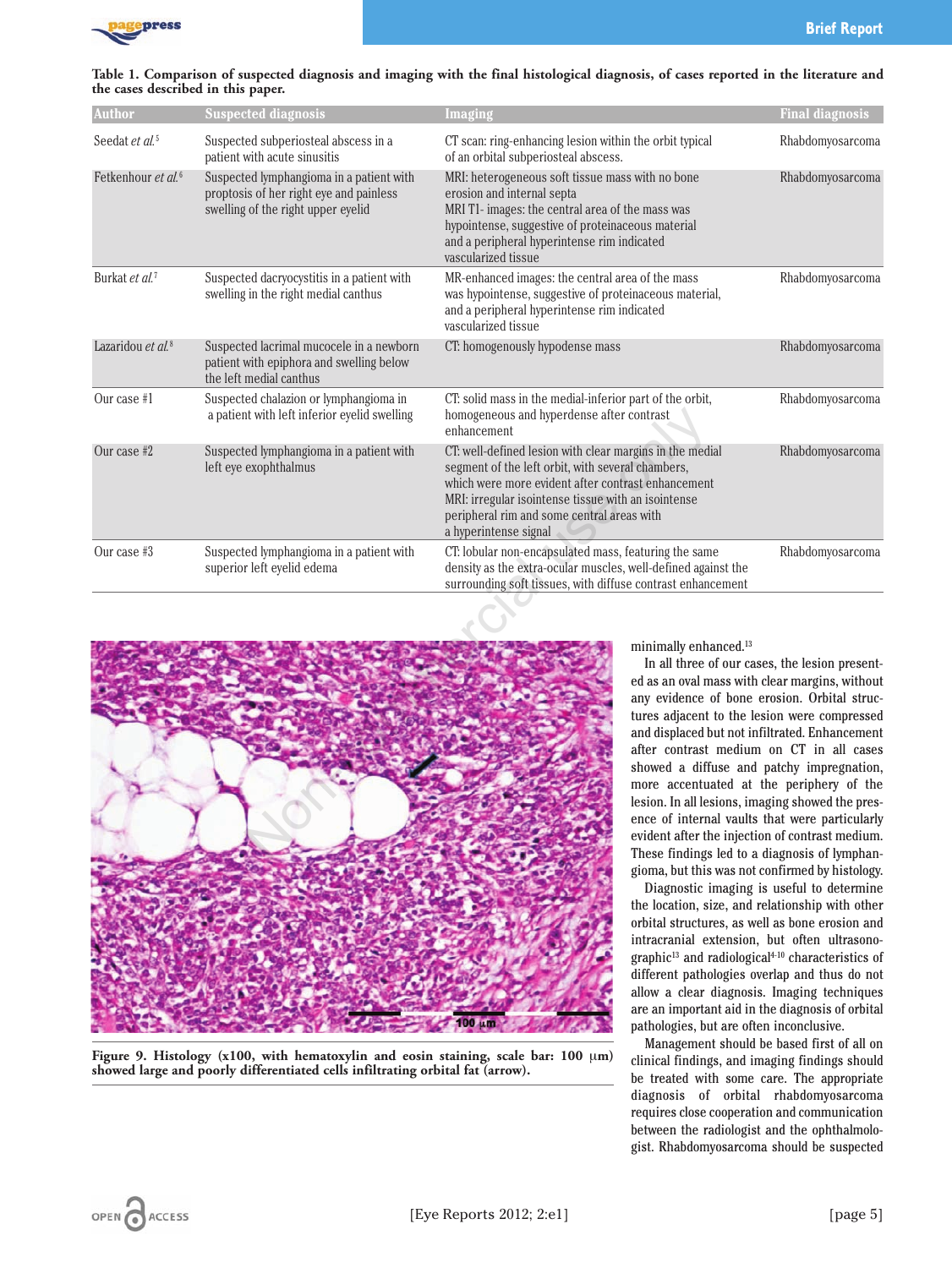**Table 1. Comparison of suspected diagnosis and imaging with the final histological diagnosis, of cases reported in the literature and the cases described in this paper.**

| Author | Suspected diagnosis | Imaging | Final diagnosis |
|---|---|---|---|
| Seedat *et al.*[5] | Suspected subperiosteal abscess in a patient with acute sinusitis | CT scan: ring-enhancing lesion within the orbit typical of an orbital subperiosteal abscess. | Rhabdomyosarcoma |
| Fetkenhour *et al.*[6] | Suspected lymphangioma in a patient with proptosis of her right eye and painless swelling of the right upper eyelid | MRI: heterogeneous soft tissue mass with no bone erosion and internal septa<br>MRI T1- images: the central area of the mass was hypointense, suggestive of proteinaceous material and a peripheral hyperintense rim indicated vascularized tissue | Rhabdomyosarcoma |
| Burkat *et al.*[7] | Suspected dacryocystitis in a patient with swelling in the right medial canthus | MR-enhanced images: the central area of the mass was hypointense, suggestive of proteinaceous material, and a peripheral hyperintense rim indicated vascularized tissue | Rhabdomyosarcoma |
| Lazaridou *et al.*[8] | Suspected lacrimal mucocele in a newborn patient with epiphora and swelling below the left medial canthus | CT: homogenously hypodense mass | Rhabdomyosarcoma |
| Our case #1 | Suspected chalazion or lymphangioma in a patient with left inferior eyelid swelling | CT: solid mass in the medial-inferior part of the orbit, homogeneous and hyperdense after contrast enhancement | Rhabdomyosarcoma |
| Our case #2 | Suspected lymphangioma in a patient with left eye exophthalmus | CT: well-defined lesion with clear margins in the medial segment of the left orbit, with several chambers, which were more evident after contrast enhancement<br>MRI: irregular isointense tissue with an isointense peripheral rim and some central areas with a hyperintense signal | Rhabdomyosarcoma |
| Our case #3 | Suspected lymphangioma in a patient with superior left eyelid edema | CT: lobular non-encapsulated mass, featuring the same density as the extra-ocular muscles, well-defined against the surrounding soft tissues, with diffuse contrast enhancement | Rhabdomyosarcoma |

**Figure 9. Histology (x100, with hematoxylin and eosin staining, scale bar: 100 μm) showed large and poorly differentiated cells infiltrating orbital fat (arrow).**

minimally enhanced.[13]

In all three of our cases, the lesion presented as an oval mass with clear margins, without any evidence of bone erosion. Orbital structures adjacent to the lesion were compressed and displaced but not infiltrated. Enhancement after contrast medium on CT in all cases showed a diffuse and patchy impregnation, more accentuated at the periphery of the lesion. In all lesions, imaging showed the presence of internal vaults that were particularly evident after the injection of contrast medium. These findings led to a diagnosis of lymphangioma, but this was not confirmed by histology.

Diagnostic imaging is useful to determine the location, size, and relationship with other orbital structures, as well as bone erosion and intracranial extension, but often ultrasonographic[13] and radiological[4-10] characteristics of different pathologies overlap and thus do not allow a clear diagnosis. Imaging techniques are an important aid in the diagnosis of orbital pathologies, but are often inconclusive.

Management should be based first of all on clinical findings, and imaging findings should be treated with some care. The appropriate diagnosis of orbital rhabdomyosarcoma requires close cooperation and communication between the radiologist and the ophthalmologist. Rhabdomyosarcoma should be suspected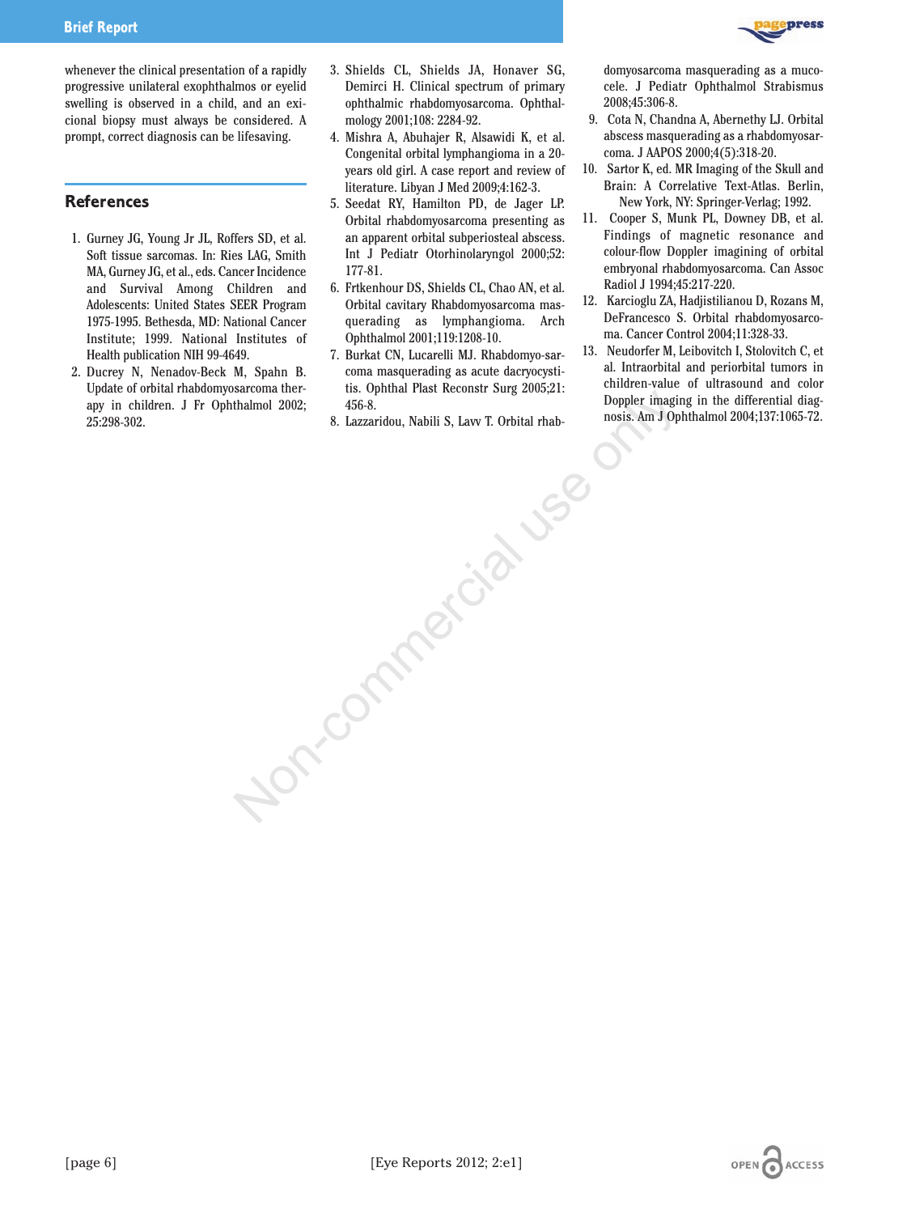whenever the clinical presentation of a rapidly progressive unilateral exophthalmos or eyelid swelling is observed in a child, and an exicional biopsy must always be considered. A prompt, correct diagnosis can be lifesaving.

## References

1. Gurney JG, Young Jr JL, Roffers SD, et al. Soft tissue sarcomas. In: Ries LAG, Smith MA, Gurney JG, et al., eds. Cancer Incidence and Survival Among Children and Adolescents: United States SEER Program 1975-1995. Bethesda, MD: National Cancer Institute; 1999. National Institutes of Health publication NIH 99-4649.
2. Ducrey N, Nenadov-Beck M, Spahn B. Update of orbital rhabdomyosarcoma therapy in children. J Fr Ophthalmol 2002; 25:298-302.
3. Shields CL, Shields JA, Honaver SG, Demirci H. Clinical spectrum of primary ophthalmic rhabdomyosarcoma. Ophthalmology 2001;108: 2284-92.
4. Mishra A, Abuhajer R, Alsawidi K, et al. Congenital orbital lymphangioma in a 20-years old girl. A case report and review of literature. Libyan J Med 2009;4:162-3.
5. Seedat RY, Hamilton PD, de Jager LP. Orbital rhabdomyosarcoma presenting as an apparent orbital subperiosteal abscess. Int J Pediatr Otorhinolaryngol 2000;52: 177-81.
6. Frtkenhour DS, Shields CL, Chao AN, et al. Orbital cavitary Rhabdomyosarcoma masquerading as lymphangioma. Arch Ophthalmol 2001;119:1208-10.
7. Burkat CN, Lucarelli MJ. Rhabdomyo-sarcoma masquerading as acute dacryocystitis. Ophthal Plast Reconstr Surg 2005;21: 456-8.
8. Lazzaridou, Nabili S, Lavv T. Orbital rhabdomyosarcoma masquerading as a mucocele. J Pediatr Ophthalmol Strabismus 2008;45:306-8.
9. Cota N, Chandna A, Abernethy LJ. Orbital abscess masquerading as a rhabdomyosarcoma. J AAPOS 2000;4(5):318-20.
10. Sartor K, ed. MR Imaging of the Skull and Brain: A Correlative Text-Atlas. Berlin, New York, NY: Springer-Verlag; 1992.
11. Cooper S, Munk PL, Downey DB, et al. Findings of magnetic resonance and colour-flow Doppler imagining of orbital embryonal rhabdomyosarcoma. Can Assoc Radiol J 1994;45:217-220.
12. Karcioglu ZA, Hadjistilianou D, Rozans M, DeFrancesco S. Orbital rhabdomyosarcoma. Cancer Control 2004;11:328-33.
13. Neudorfer M, Leibovitch I, Stolovitch C, et al. Intraorbital and periorbital tumors in children-value of ultrasound and color Doppler imaging in the differential diagnosis. Am J Ophthalmol 2004;137:1065-72.